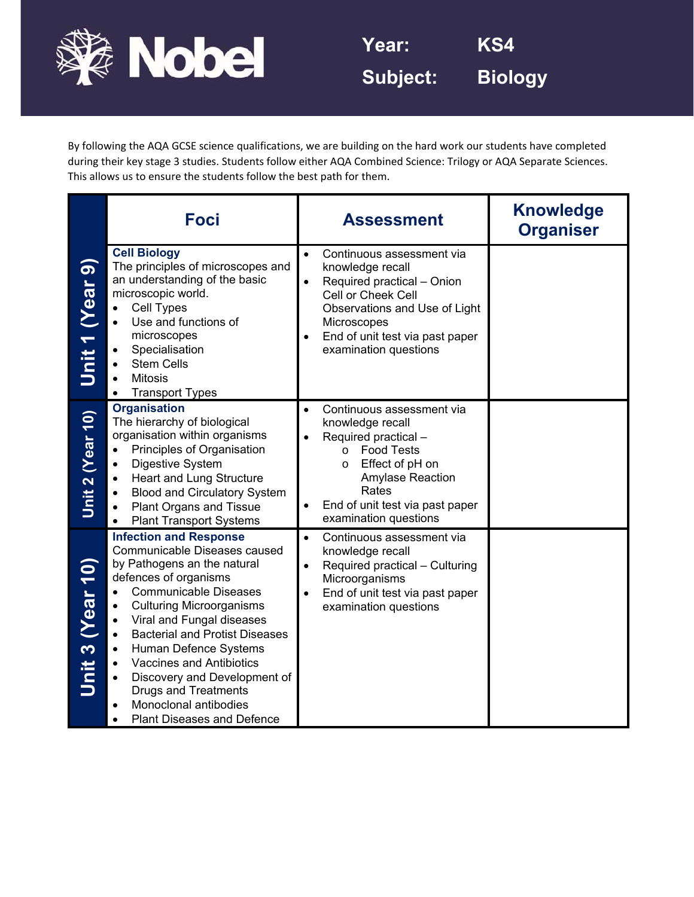# Nobel

**Year:** KS4

**Subject:** Biology

By following the AQA GCSE science qualifications, we are building on the hard work our students have completed during their key stage 3 studies. Students follow either AQA Combined Science: Trilogy or AQA Separate Sciences. This allows us to ensure the students follow the best path for them.

| | Foci | Assessment | Knowledge Organiser |
|---|---|---|---|
| **Unit 1 (Year 9)** | **Cell Biology**<br>The principles of microscopes and an understanding of the basic microscopic world.<br>• Cell Types<br>• Use and functions of microscopes<br>• Specialisation<br>• Stem Cells<br>• Mitosis<br>• Transport Types | • Continuous assessment via knowledge recall<br>• Required practical – Onion Cell or Cheek Cell Observations and Use of Light Microscopes<br>• End of unit test via past paper examination questions | |
| **Unit 2 (Year 10)** | **Organisation**<br>The hierarchy of biological organisation within organisms<br>• Principles of Organisation<br>• Digestive System<br>• Heart and Lung Structure<br>• Blood and Circulatory System<br>• Plant Organs and Tissue<br>• Plant Transport Systems | • Continuous assessment via knowledge recall<br>• Required practical –<br>  o Food Tests<br>  o Effect of pH on Amylase Reaction Rates<br>• End of unit test via past paper examination questions | |
| **Unit 3 (Year 10)** | **Infection and Response**<br>Communicable Diseases caused by Pathogens an the natural defences of organisms<br>• Communicable Diseases<br>• Culturing Microorganisms<br>• Viral and Fungal diseases<br>• Bacterial and Protist Diseases<br>• Human Defence Systems<br>• Vaccines and Antibiotics<br>• Discovery and Development of Drugs and Treatments<br>• Monoclonal antibodies<br>• Plant Diseases and Defence | • Continuous assessment via knowledge recall<br>• Required practical – Culturing Microorganisms<br>• End of unit test via past paper examination questions | |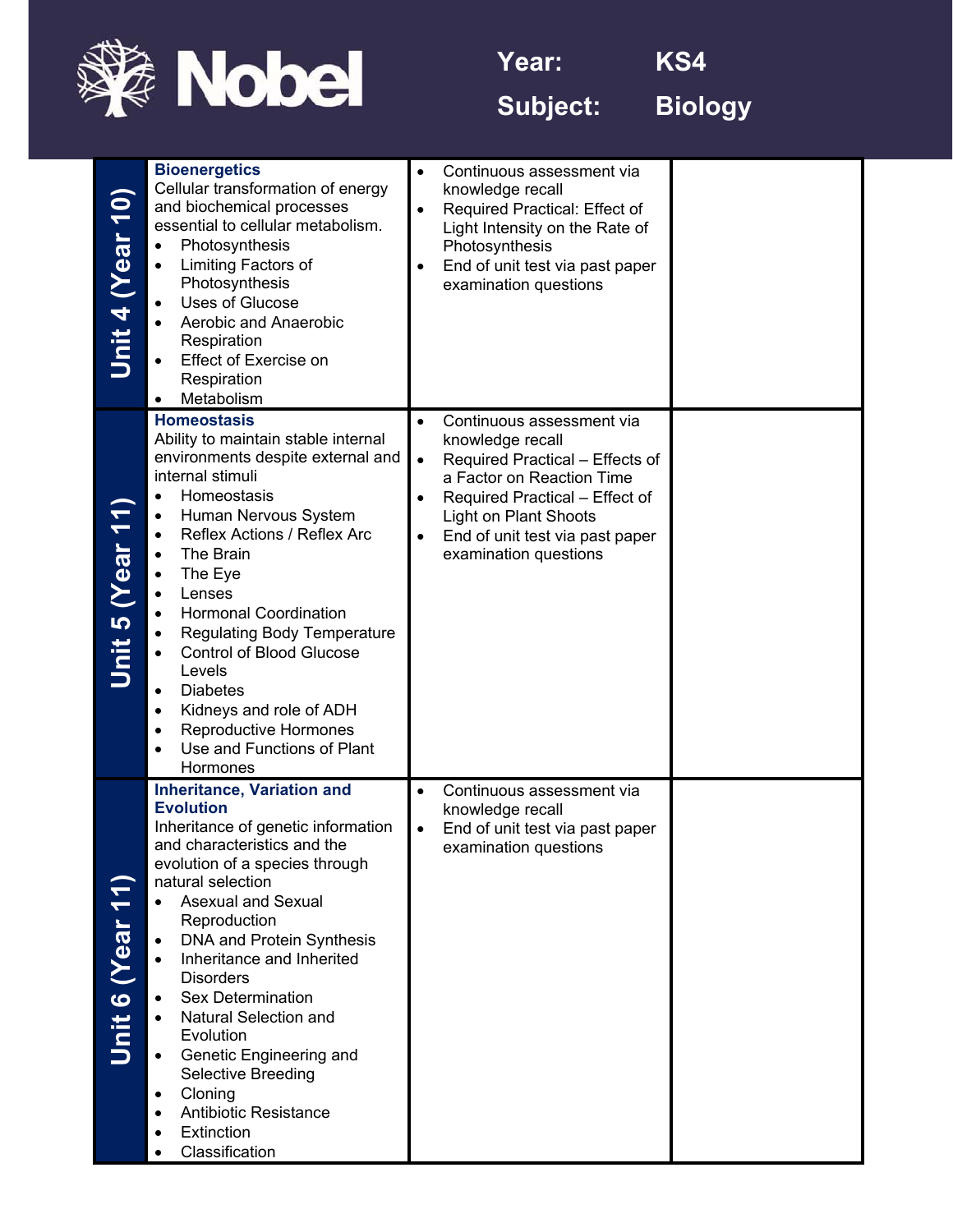**Year:** KS4

**Subject:** Biology

| | | | |
|---|---|---|---|
| **Unit 4 (Year 10)** | **Bioenergetics**<br>Cellular transformation of energy and biochemical processes essential to cellular metabolism.<br>• Photosynthesis<br>• Limiting Factors of Photosynthesis<br>• Uses of Glucose<br>• Aerobic and Anaerobic Respiration<br>• Effect of Exercise on Respiration<br>• Metabolism | • Continuous assessment via knowledge recall<br>• Required Practical: Effect of Light Intensity on the Rate of Photosynthesis<br>• End of unit test via past paper examination questions | |
| **Unit 5 (Year 11)** | **Homeostasis**<br>Ability to maintain stable internal environments despite external and internal stimuli<br>• Homeostasis<br>• Human Nervous System<br>• Reflex Actions / Reflex Arc<br>• The Brain<br>• The Eye<br>• Lenses<br>• Hormonal Coordination<br>• Regulating Body Temperature<br>• Control of Blood Glucose Levels<br>• Diabetes<br>• Kidneys and role of ADH<br>• Reproductive Hormones<br>• Use and Functions of Plant Hormones | • Continuous assessment via knowledge recall<br>• Required Practical – Effects of a Factor on Reaction Time<br>• Required Practical – Effect of Light on Plant Shoots<br>• End of unit test via past paper examination questions | |
| **Unit 6 (Year 11)** | **Inheritance, Variation and Evolution**<br>Inheritance of genetic information and characteristics and the evolution of a species through natural selection<br>• Asexual and Sexual Reproduction<br>• DNA and Protein Synthesis<br>• Inheritance and Inherited Disorders<br>• Sex Determination<br>• Natural Selection and Evolution<br>• Genetic Engineering and Selective Breeding<br>• Cloning<br>• Antibiotic Resistance<br>• Extinction<br>• Classification | • Continuous assessment via knowledge recall<br>• End of unit test via past paper examination questions | |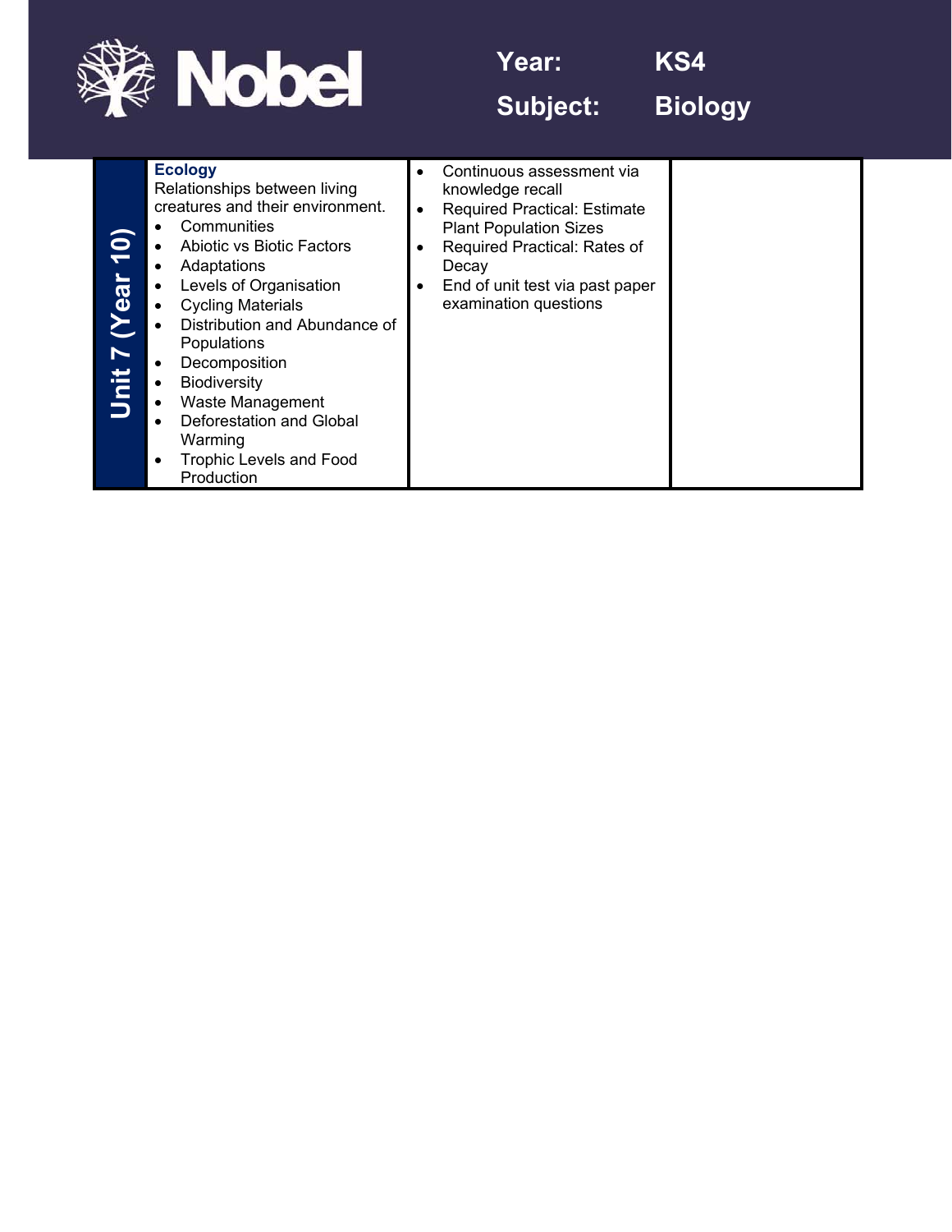| | | | |
|---|---|---|---|
| Unit 7 (Year 10) | **Ecology**<br>Relationships between living creatures and their environment.<br>• Communities<br>• Abiotic vs Biotic Factors<br>• Adaptations<br>• Levels of Organisation<br>• Cycling Materials<br>• Distribution and Abundance of Populations<br>• Decomposition<br>• Biodiversity<br>• Waste Management<br>• Deforestation and Global Warming<br>• Trophic Levels and Food Production | • Continuous assessment via knowledge recall<br>• Required Practical: Estimate Plant Population Sizes<br>• Required Practical: Rates of Decay<br>• End of unit test via past paper examination questions | |